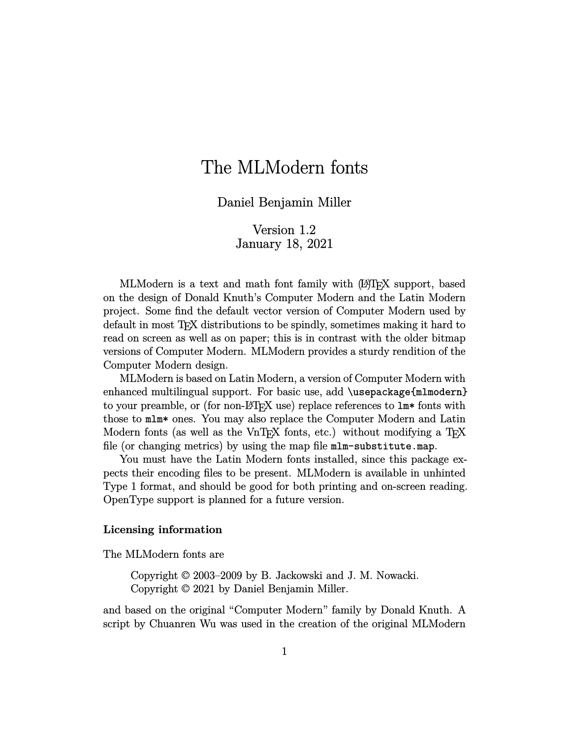# The MLModern fonts

Daniel Benjamin Miller

Version 1.2
January 18, 2021

MLModern is a text and math font family with (LA)TEX support, based on the design of Donald Knuth's Computer Modern and the Latin Modern project. Some find the default vector version of Computer Modern used by default in most TEX distributions to be spindly, sometimes making it hard to read on screen as well as on paper; this is in contrast with the older bitmap versions of Computer Modern. MLModern provides a sturdy rendition of the Computer Modern design.

MLModern is based on Latin Modern, a version of Computer Modern with enhanced multilingual support. For basic use, add `\usepackage{mlmodern}` to your preamble, or (for non-LATEX use) replace references to `lm*` fonts with those to `mlm*` ones. You may also replace the Computer Modern and Latin Modern fonts (as well as the VnTEX fonts, etc.) without modifying a TEX file (or changing metrics) by using the map file `mlm-substitute.map`.

You must have the Latin Modern fonts installed, since this package expects their encoding files to be present. MLModern is available in unhinted Type 1 format, and should be good for both printing and on-screen reading. OpenType support is planned for a future version.

### Licensing information

The MLModern fonts are

> Copyright © 2003–2009 by B. Jackowski and J. M. Nowacki.
> Copyright © 2021 by Daniel Benjamin Miller.

and based on the original "Computer Modern" family by Donald Knuth. A script by Chuanren Wu was used in the creation of the original MLModern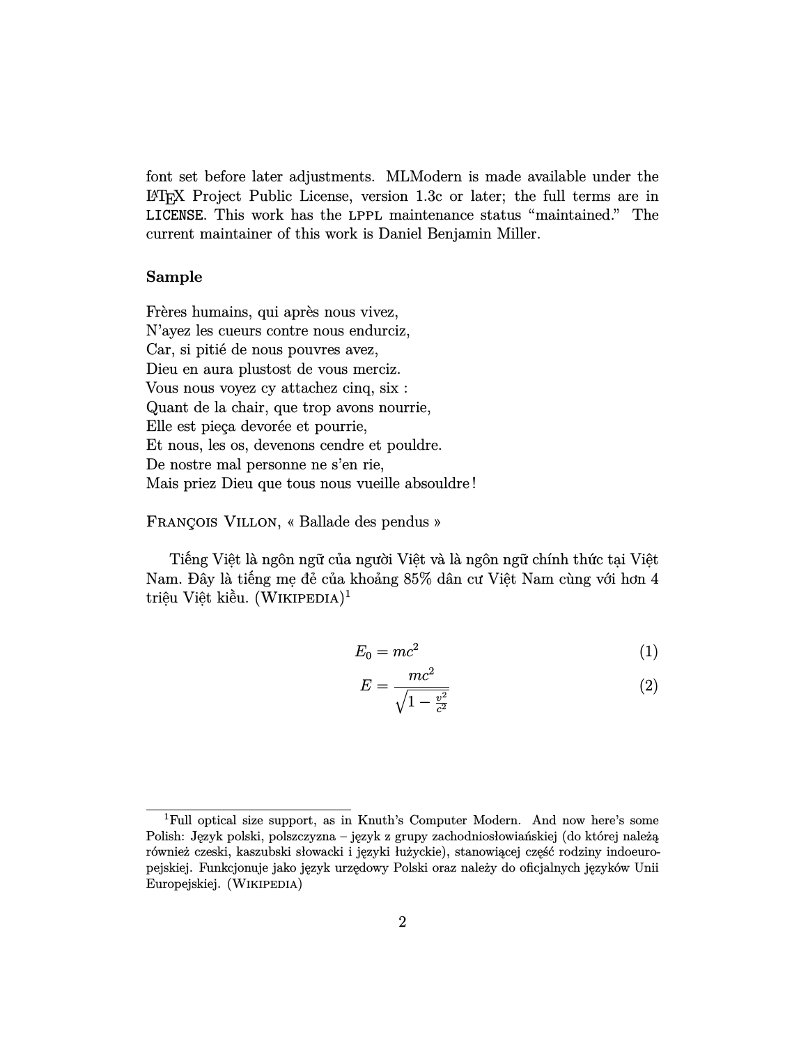font set before later adjustments. MLModern is made available under the LaTeX Project Public License, version 1.3c or later; the full terms are in `LICENSE`. This work has the LPPL maintenance status "maintained." The current maintainer of this work is Daniel Benjamin Miller.

### Sample

Frères humains, qui après nous vivez,
N'ayez les cueurs contre nous endurciz,
Car, si pitié de nous pouvres avez,
Dieu en aura plustost de vous merciz.
Vous nous voyez cy attachez cinq, six :
Quant de la chair, que trop avons nourrie,
Elle est pieça devorée et pourrie,
Et nous, les os, devenons cendre et pouldre.
De nostre mal personne ne s'en rie,
Mais priez Dieu que tous nous vueille absouldre !

FRANÇOIS VILLON, « Ballade des pendus »

Tiếng Việt là ngôn ngữ của người Việt và là ngôn ngữ chính thức tại Việt Nam. Đây là tiếng mẹ đẻ của khoảng 85% dân cư Việt Nam cùng với hơn 4 triệu Việt kiều. (WIKIPEDIA)[1]

$$E_0 = mc^2 \tag{1}$$

$$E = \frac{mc^2}{\sqrt{1 - \frac{v^2}{c^2}}} \tag{2}$$

[1] Full optical size support, as in Knuth's Computer Modern. And now here's some Polish: Język polski, polszczyzna – język z grupy zachodniosłowiańskiej (do której należą również czeski, kaszubski słowacki i języki łużyckie), stanowiącej część rodziny indoeuropejskiej. Funkcjonuje jako język urzędowy Polski oraz należy do oficjalnych języków Unii Europejskiej. (WIKIPEDIA)